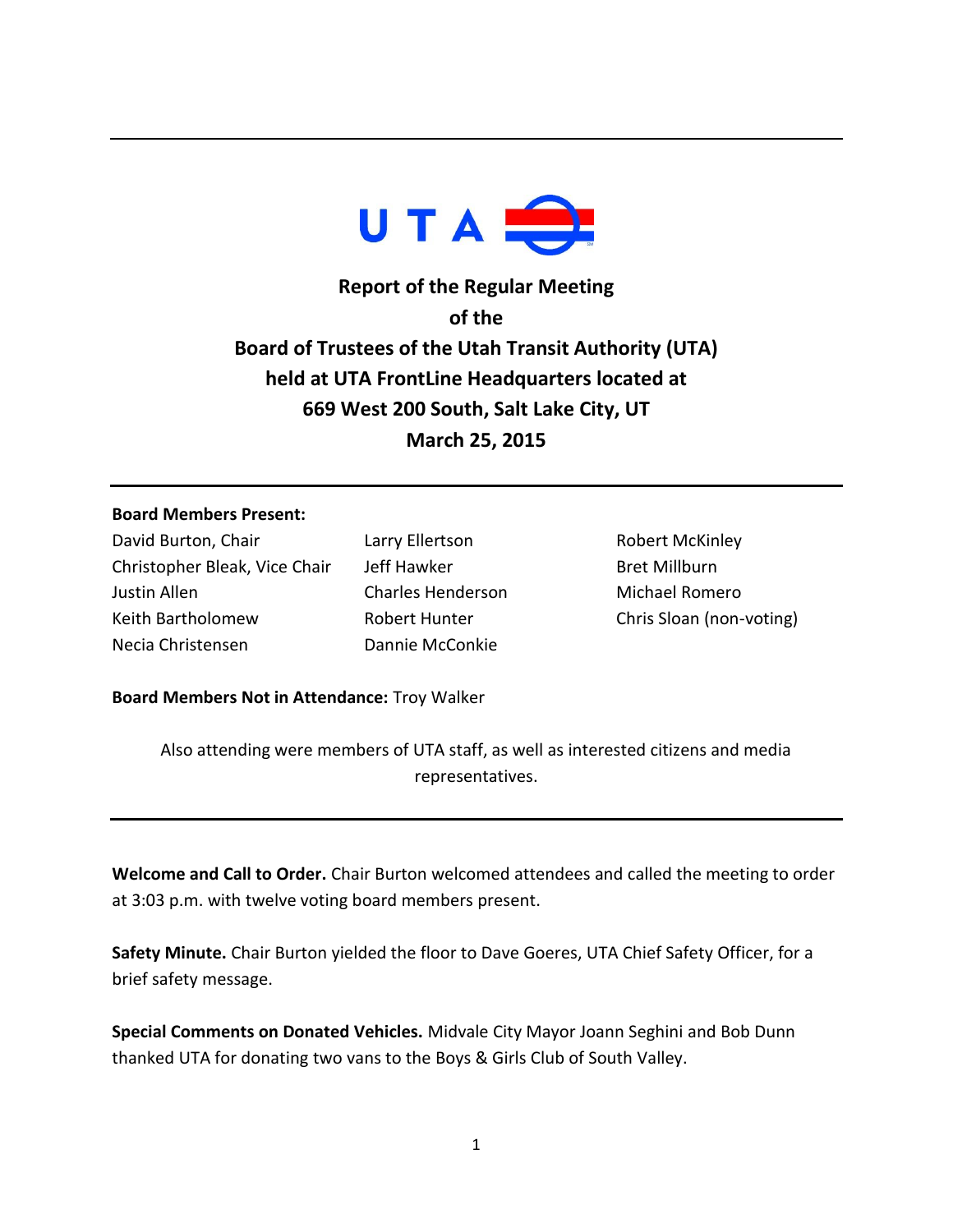UTA

# Report of the Regular Meeting of the Board of Trustees of the Utah Transit Authority (UTA) held at UTA FrontLine Headquarters located at 669 West 200 South, Salt Lake City, UT March 25, 2015

---

**Board Members Present:**

| | | |
|---|---|---|
| David Burton, Chair | Larry Ellertson | Robert McKinley |
| Christopher Bleak, Vice Chair | Jeff Hawker | Bret Millburn |
| Justin Allen | Charles Henderson | Michael Romero |
| Keith Bartholomew | Robert Hunter | Chris Sloan (non-voting) |
| Necia Christensen | Dannie McConkie | |

**Board Members Not in Attendance:** Troy Walker

Also attending were members of UTA staff, as well as interested citizens and media representatives.

---

**Welcome and Call to Order.** Chair Burton welcomed attendees and called the meeting to order at 3:03 p.m. with twelve voting board members present.

**Safety Minute.** Chair Burton yielded the floor to Dave Goeres, UTA Chief Safety Officer, for a brief safety message.

**Special Comments on Donated Vehicles.** Midvale City Mayor Joann Seghini and Bob Dunn thanked UTA for donating two vans to the Boys & Girls Club of South Valley.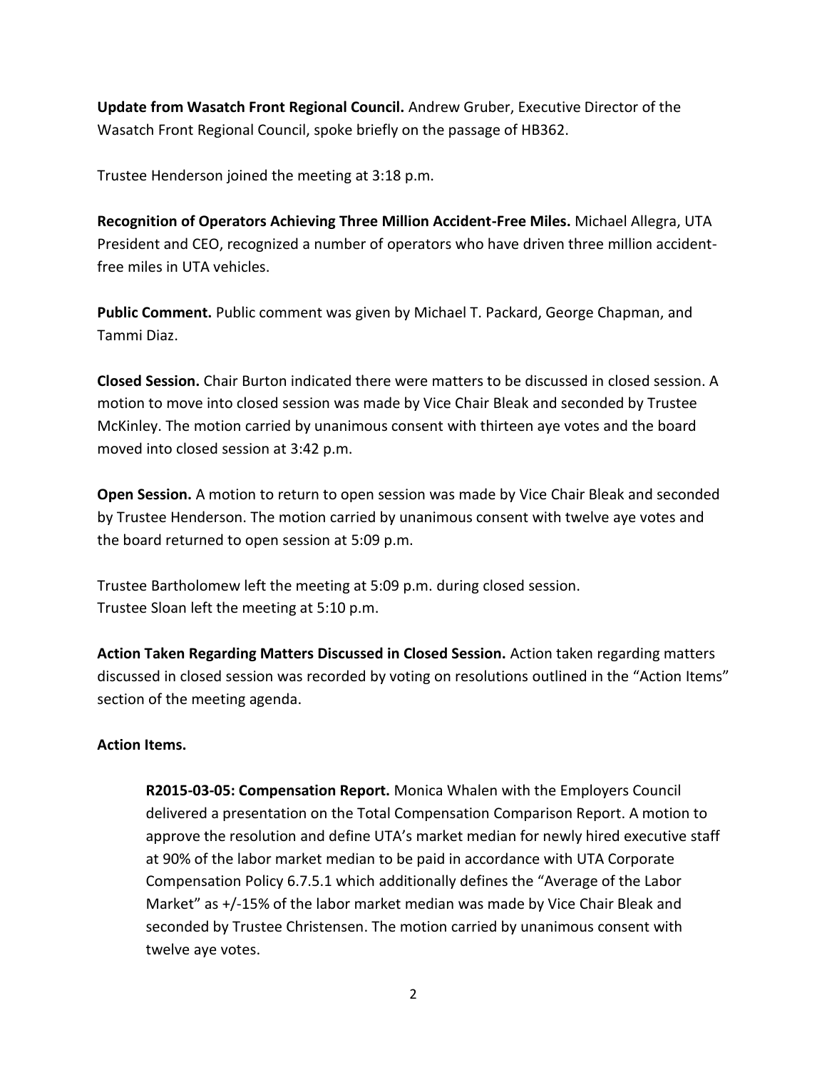**Update from Wasatch Front Regional Council.** Andrew Gruber, Executive Director of the Wasatch Front Regional Council, spoke briefly on the passage of HB362.

Trustee Henderson joined the meeting at 3:18 p.m.

**Recognition of Operators Achieving Three Million Accident-Free Miles.** Michael Allegra, UTA President and CEO, recognized a number of operators who have driven three million accident-free miles in UTA vehicles.

**Public Comment.** Public comment was given by Michael T. Packard, George Chapman, and Tammi Diaz.

**Closed Session.** Chair Burton indicated there were matters to be discussed in closed session. A motion to move into closed session was made by Vice Chair Bleak and seconded by Trustee McKinley. The motion carried by unanimous consent with thirteen aye votes and the board moved into closed session at 3:42 p.m.

**Open Session.** A motion to return to open session was made by Vice Chair Bleak and seconded by Trustee Henderson. The motion carried by unanimous consent with twelve aye votes and the board returned to open session at 5:09 p.m.

Trustee Bartholomew left the meeting at 5:09 p.m. during closed session.
Trustee Sloan left the meeting at 5:10 p.m.

**Action Taken Regarding Matters Discussed in Closed Session.** Action taken regarding matters discussed in closed session was recorded by voting on resolutions outlined in the "Action Items" section of the meeting agenda.

**Action Items.**

**R2015-03-05: Compensation Report.** Monica Whalen with the Employers Council delivered a presentation on the Total Compensation Comparison Report. A motion to approve the resolution and define UTA's market median for newly hired executive staff at 90% of the labor market median to be paid in accordance with UTA Corporate Compensation Policy 6.7.5.1 which additionally defines the "Average of the Labor Market" as +/-15% of the labor market median was made by Vice Chair Bleak and seconded by Trustee Christensen. The motion carried by unanimous consent with twelve aye votes.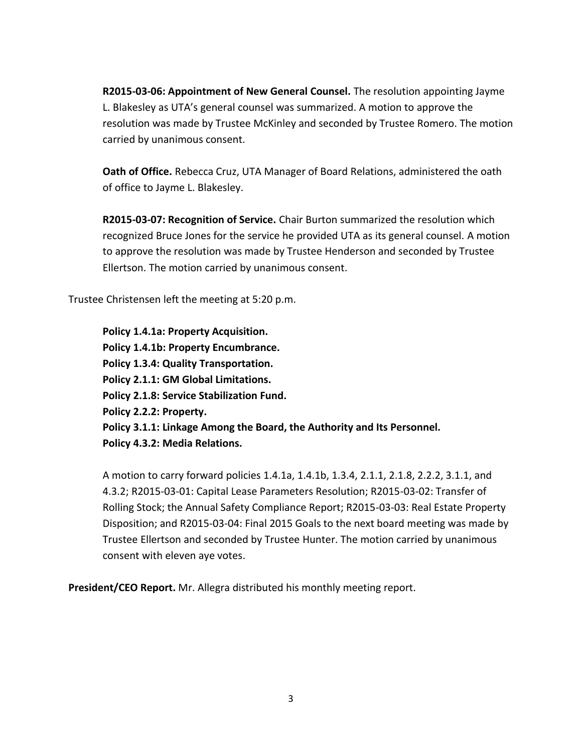**R2015-03-06: Appointment of New General Counsel.** The resolution appointing Jayme L. Blakesley as UTA's general counsel was summarized. A motion to approve the resolution was made by Trustee McKinley and seconded by Trustee Romero. The motion carried by unanimous consent.

**Oath of Office.** Rebecca Cruz, UTA Manager of Board Relations, administered the oath of office to Jayme L. Blakesley.

**R2015-03-07: Recognition of Service.** Chair Burton summarized the resolution which recognized Bruce Jones for the service he provided UTA as its general counsel. A motion to approve the resolution was made by Trustee Henderson and seconded by Trustee Ellertson. The motion carried by unanimous consent.

Trustee Christensen left the meeting at 5:20 p.m.

**Policy 1.4.1a: Property Acquisition.**
**Policy 1.4.1b: Property Encumbrance.**
**Policy 1.3.4: Quality Transportation.**
**Policy 2.1.1: GM Global Limitations.**
**Policy 2.1.8: Service Stabilization Fund.**
**Policy 2.2.2: Property.**
**Policy 3.1.1: Linkage Among the Board, the Authority and Its Personnel.**
**Policy 4.3.2: Media Relations.**

A motion to carry forward policies 1.4.1a, 1.4.1b, 1.3.4, 2.1.1, 2.1.8, 2.2.2, 3.1.1, and 4.3.2; R2015-03-01: Capital Lease Parameters Resolution; R2015-03-02: Transfer of Rolling Stock; the Annual Safety Compliance Report; R2015-03-03: Real Estate Property Disposition; and R2015-03-04: Final 2015 Goals to the next board meeting was made by Trustee Ellertson and seconded by Trustee Hunter. The motion carried by unanimous consent with eleven aye votes.

**President/CEO Report.** Mr. Allegra distributed his monthly meeting report.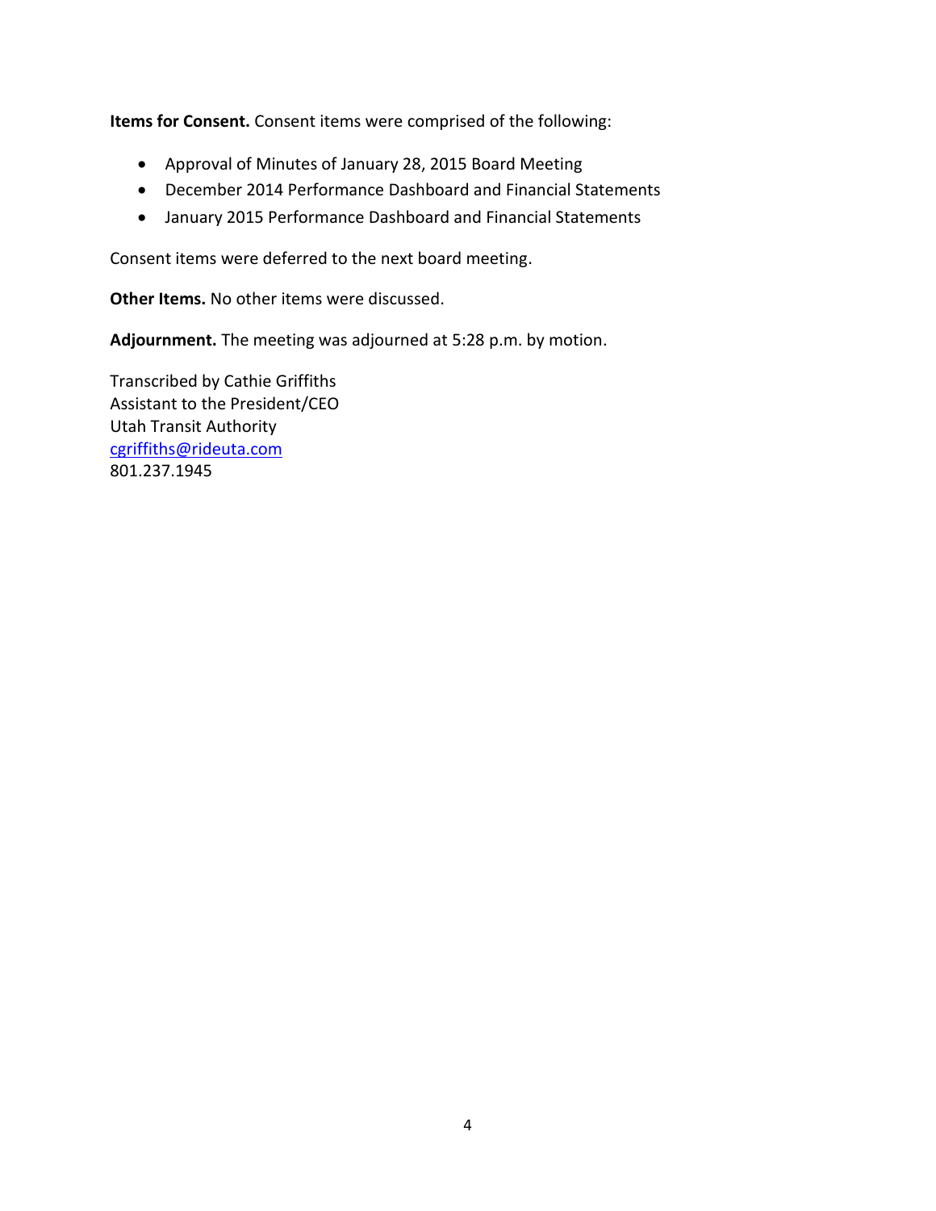**Items for Consent.** Consent items were comprised of the following:

- Approval of Minutes of January 28, 2015 Board Meeting
- December 2014 Performance Dashboard and Financial Statements
- January 2015 Performance Dashboard and Financial Statements

Consent items were deferred to the next board meeting.

**Other Items.** No other items were discussed.

**Adjournment.** The meeting was adjourned at 5:28 p.m. by motion.

Transcribed by Cathie Griffiths
Assistant to the President/CEO
Utah Transit Authority
cgriffiths@rideuta.com
801.237.1945